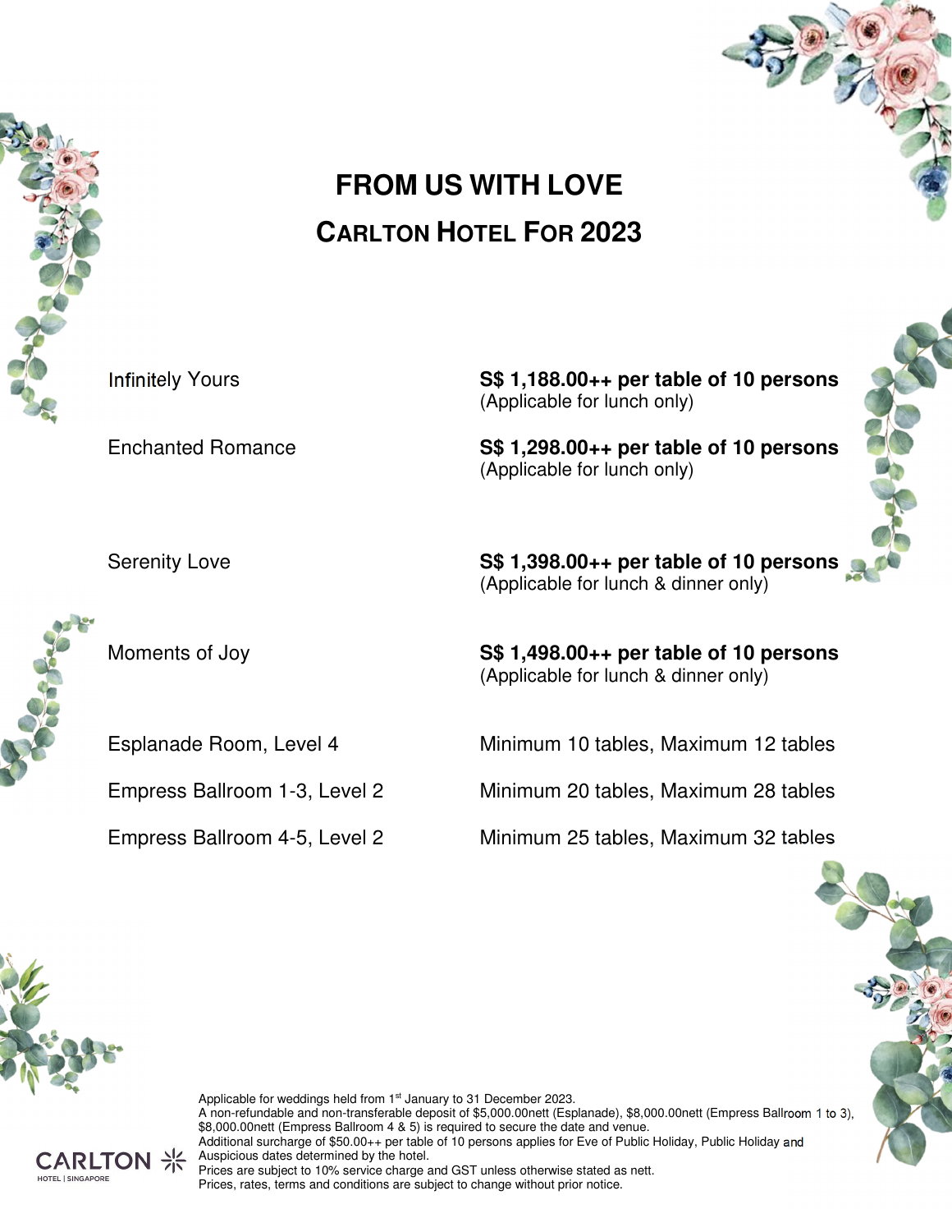# FROM US WITH LOVE

## CARLTON HOTEL FOR 2023

| Package | Price |
|---|---|
| Infinitely Yours | **S$ 1,188.00++ per table of 10 persons** (Applicable for lunch only) |
| Enchanted Romance | **S$ 1,298.00++ per table of 10 persons** (Applicable for lunch only) |
| Serenity Love | **S$ 1,398.00++ per table of 10 persons** (Applicable for lunch & dinner only) |
| Moments of Joy | **S$ 1,498.00++ per table of 10 persons** (Applicable for lunch & dinner only) |

| Venue | Capacity |
|---|---|
| Esplanade Room, Level 4 | Minimum 10 tables, Maximum 12 tables |
| Empress Ballroom 1-3, Level 2 | Minimum 20 tables, Maximum 28 tables |
| Empress Ballroom 4-5, Level 2 | Minimum 25 tables, Maximum 32 tables |

Applicable for weddings held from 1st January to 31 December 2023.
A non-refundable and non-transferable deposit of $5,000.00nett (Esplanade), $8,000.00nett (Empress Ballroom 1 to 3), $8,000.00nett (Empress Ballroom 4 & 5) is required to secure the date and venue.
Additional surcharge of $50.00++ per table of 10 persons applies for Eve of Public Holiday, Public Holiday and Auspicious dates determined by the hotel.
Prices are subject to 10% service charge and GST unless otherwise stated as nett.
Prices, rates, terms and conditions are subject to change without prior notice.

CARLTON HOTEL | SINGAPORE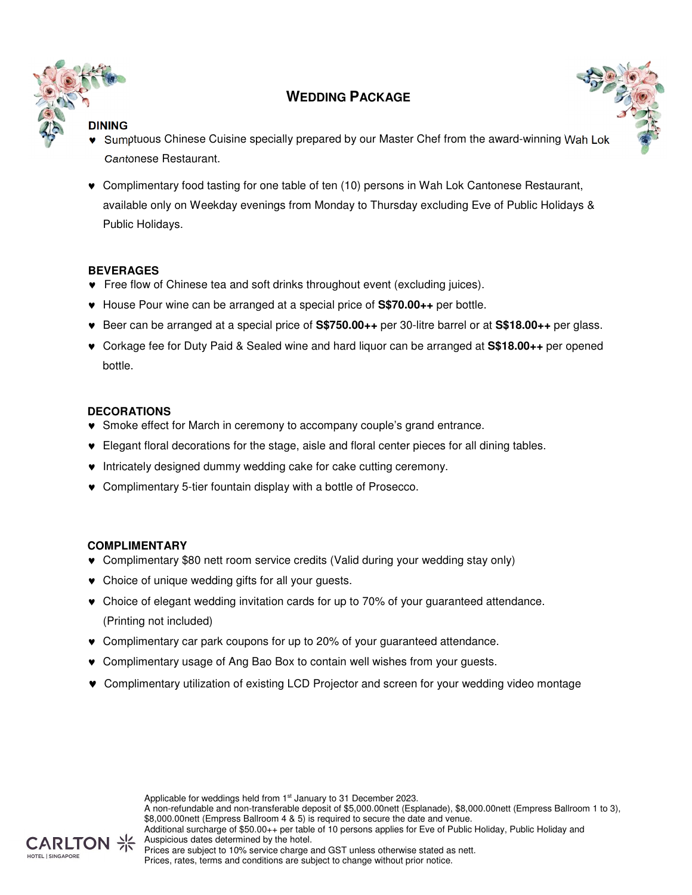# WEDDING PACKAGE

## DINING

- Sumptuous Chinese Cuisine specially prepared by our Master Chef from the award-winning Wah Lok Cantonese Restaurant.
- Complimentary food tasting for one table of ten (10) persons in Wah Lok Cantonese Restaurant, available only on Weekday evenings from Monday to Thursday excluding Eve of Public Holidays & Public Holidays.

## BEVERAGES

- Free flow of Chinese tea and soft drinks throughout event (excluding juices).
- House Pour wine can be arranged at a special price of **S$70.00++** per bottle.
- Beer can be arranged at a special price of **S$750.00++** per 30-litre barrel or at **S$18.00++** per glass.
- Corkage fee for Duty Paid & Sealed wine and hard liquor can be arranged at **S$18.00++** per opened bottle.

## DECORATIONS

- Smoke effect for March in ceremony to accompany couple's grand entrance.
- Elegant floral decorations for the stage, aisle and floral center pieces for all dining tables.
- Intricately designed dummy wedding cake for cake cutting ceremony.
- Complimentary 5-tier fountain display with a bottle of Prosecco.

## COMPLIMENTARY

- Complimentary $80 nett room service credits (Valid during your wedding stay only)
- Choice of unique wedding gifts for all your guests.
- Choice of elegant wedding invitation cards for up to 70% of your guaranteed attendance. (Printing not included)
- Complimentary car park coupons for up to 20% of your guaranteed attendance.
- Complimentary usage of Ang Bao Box to contain well wishes from your guests.
- Complimentary utilization of existing LCD Projector and screen for your wedding video montage

Applicable for weddings held from 1st January to 31 December 2023.
A non-refundable and non-transferable deposit of $5,000.00nett (Esplanade), $8,000.00nett (Empress Ballroom 1 to 3), $8,000.00nett (Empress Ballroom 4 & 5) is required to secure the date and venue.
Additional surcharge of $50.00++ per table of 10 persons applies for Eve of Public Holiday, Public Holiday and Auspicious dates determined by the hotel.
Prices are subject to 10% service charge and GST unless otherwise stated as nett.
Prices, rates, terms and conditions are subject to change without prior notice.

CARLTON HOTEL | SINGAPORE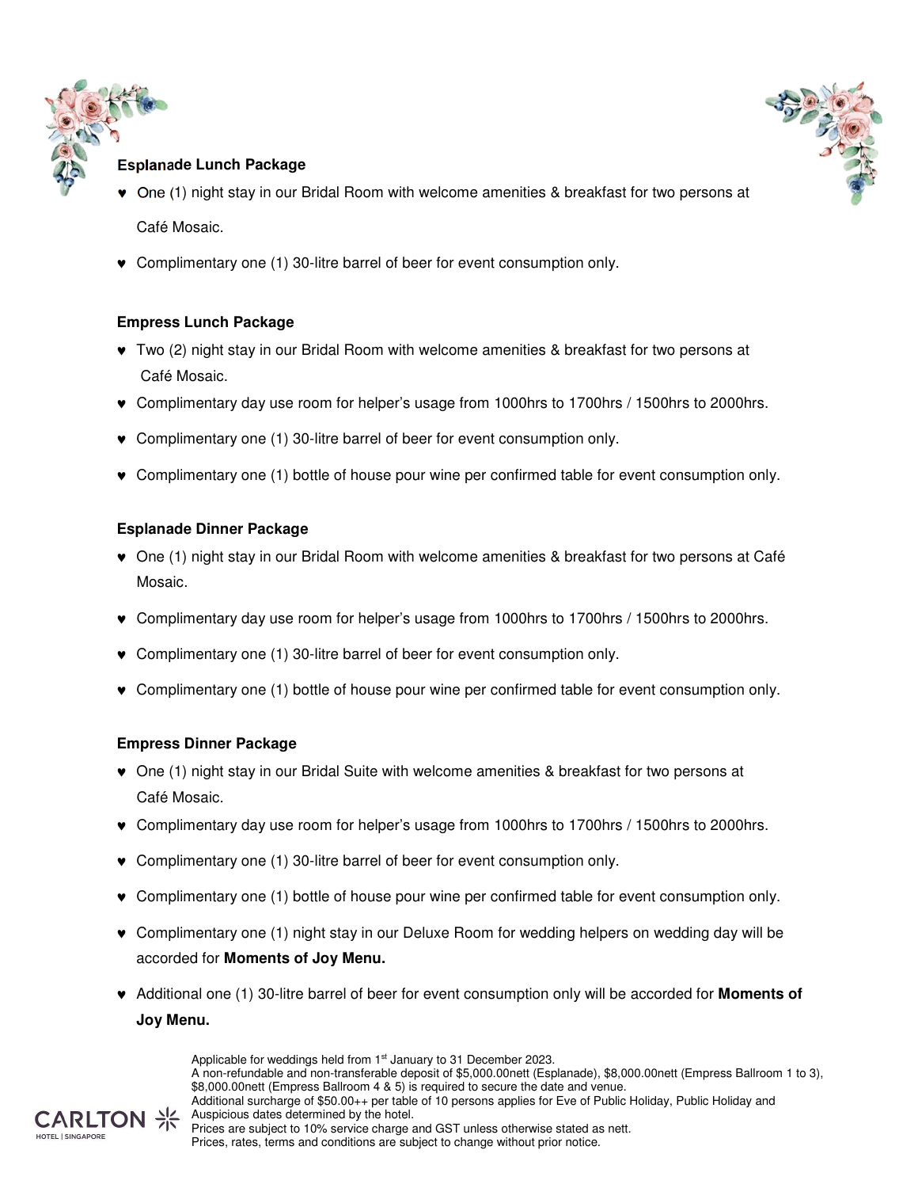**Esplanade Lunch Package**

- One (1) night stay in our Bridal Room with welcome amenities & breakfast for two persons at Café Mosaic.
- Complimentary one (1) 30-litre barrel of beer for event consumption only.

**Empress Lunch Package**

- Two (2) night stay in our Bridal Room with welcome amenities & breakfast for two persons at Café Mosaic.
- Complimentary day use room for helper's usage from 1000hrs to 1700hrs / 1500hrs to 2000hrs.
- Complimentary one (1) 30-litre barrel of beer for event consumption only.
- Complimentary one (1) bottle of house pour wine per confirmed table for event consumption only.

**Esplanade Dinner Package**

- One (1) night stay in our Bridal Room with welcome amenities & breakfast for two persons at Café Mosaic.
- Complimentary day use room for helper's usage from 1000hrs to 1700hrs / 1500hrs to 2000hrs.
- Complimentary one (1) 30-litre barrel of beer for event consumption only.
- Complimentary one (1) bottle of house pour wine per confirmed table for event consumption only.

**Empress Dinner Package**

- One (1) night stay in our Bridal Suite with welcome amenities & breakfast for two persons at Café Mosaic.
- Complimentary day use room for helper's usage from 1000hrs to 1700hrs / 1500hrs to 2000hrs.
- Complimentary one (1) 30-litre barrel of beer for event consumption only.
- Complimentary one (1) bottle of house pour wine per confirmed table for event consumption only.
- Complimentary one (1) night stay in our Deluxe Room for wedding helpers on wedding day will be accorded for **Moments of Joy Menu.**
- Additional one (1) 30-litre barrel of beer for event consumption only will be accorded for **Moments of Joy Menu.**

Applicable for weddings held from 1st January to 31 December 2023.
A non-refundable and non-transferable deposit of $5,000.00nett (Esplanade), $8,000.00nett (Empress Ballroom 1 to 3), $8,000.00nett (Empress Ballroom 4 & 5) is required to secure the date and venue.
Additional surcharge of $50.00++ per table of 10 persons applies for Eve of Public Holiday, Public Holiday and Auspicious dates determined by the hotel.
Prices are subject to 10% service charge and GST unless otherwise stated as nett.
Prices, rates, terms and conditions are subject to change without prior notice.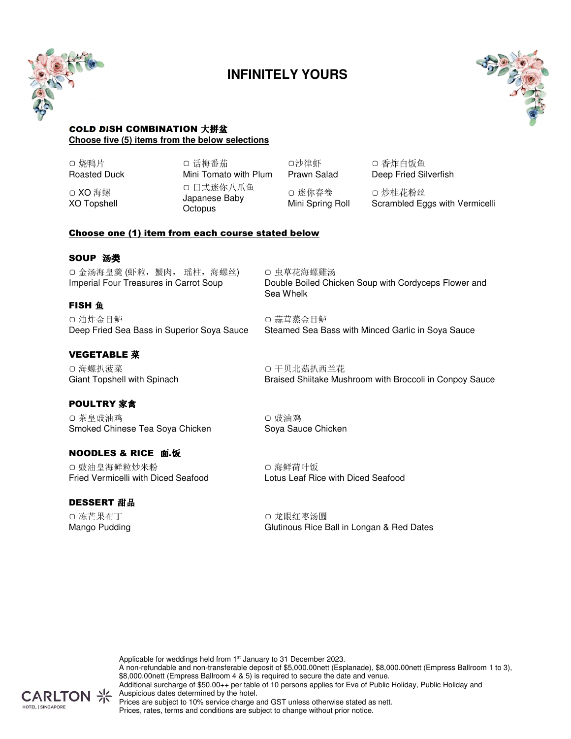# INFINITELY YOURS

**COLD DISH COMBINATION 大拼盆**
**Choose five (5) items from the below selections**

▢ 烧鸭片
Roasted Duck

▢ 话梅番茄
Mini Tomato with Plum

▢沙律虾
Prawn Salad

▢ 香炸白饭鱼
Deep Fried Silverfish

▢ XO 海螺
XO Topshell

▢ 日式迷你八爪鱼
Japanese Baby Octopus

▢ 迷你春卷
Mini Spring Roll

▢ 炒桂花粉丝
Scrambled Eggs with Vermicelli

**Choose one (1) item from each course stated below**

**SOUP 汤类**

▢ 金汤海皇羹 (虾粒，蟹肉， 瑶柱，海螺丝)
Imperial Four Treasures in Carrot Soup

▢ 虫草花海螺雞汤
Double Boiled Chicken Soup with Cordyceps Flower and Sea Whelk

**FISH 鱼**

▢ 油炸金目鲈
Deep Fried Sea Bass in Superior Soya Sauce

▢ 蒜茸蒸金目鲈
Steamed Sea Bass with Minced Garlic in Soya Sauce

**VEGETABLE 菜**

▢ 海螺扒菠菜
Giant Topshell with Spinach

▢ 干贝北菇扒西兰花
Braised Shiitake Mushroom with Broccoli in Conpoy Sauce

**POULTRY 家禽**

▢ 茶皇豉油鸡
Smoked Chinese Tea Soya Chicken

▢ 豉油鸡
Soya Sauce Chicken

**NOODLES & RICE 面.饭**

▢ 豉油皇海鲜粒炒米粉
Fried Vermicelli with Diced Seafood

▢ 海鲜荷叶饭
Lotus Leaf Rice with Diced Seafood

**DESSERT 甜品**

▢ 冻芒果布丁
Mango Pudding

▢ 龙眼红枣汤圆
Glutinous Rice Ball in Longan & Red Dates

Applicable for weddings held from 1st January to 31 December 2023.
A non-refundable and non-transferable deposit of $5,000.00nett (Esplanade), $8,000.00nett (Empress Ballroom 1 to 3), $8,000.00nett (Empress Ballroom 4 & 5) is required to secure the date and venue.
Additional surcharge of $50.00++ per table of 10 persons applies for Eve of Public Holiday, Public Holiday and Auspicious dates determined by the hotel.
Prices are subject to 10% service charge and GST unless otherwise stated as nett.
Prices, rates, terms and conditions are subject to change without prior notice.

CARLTON HOTEL | SINGAPORE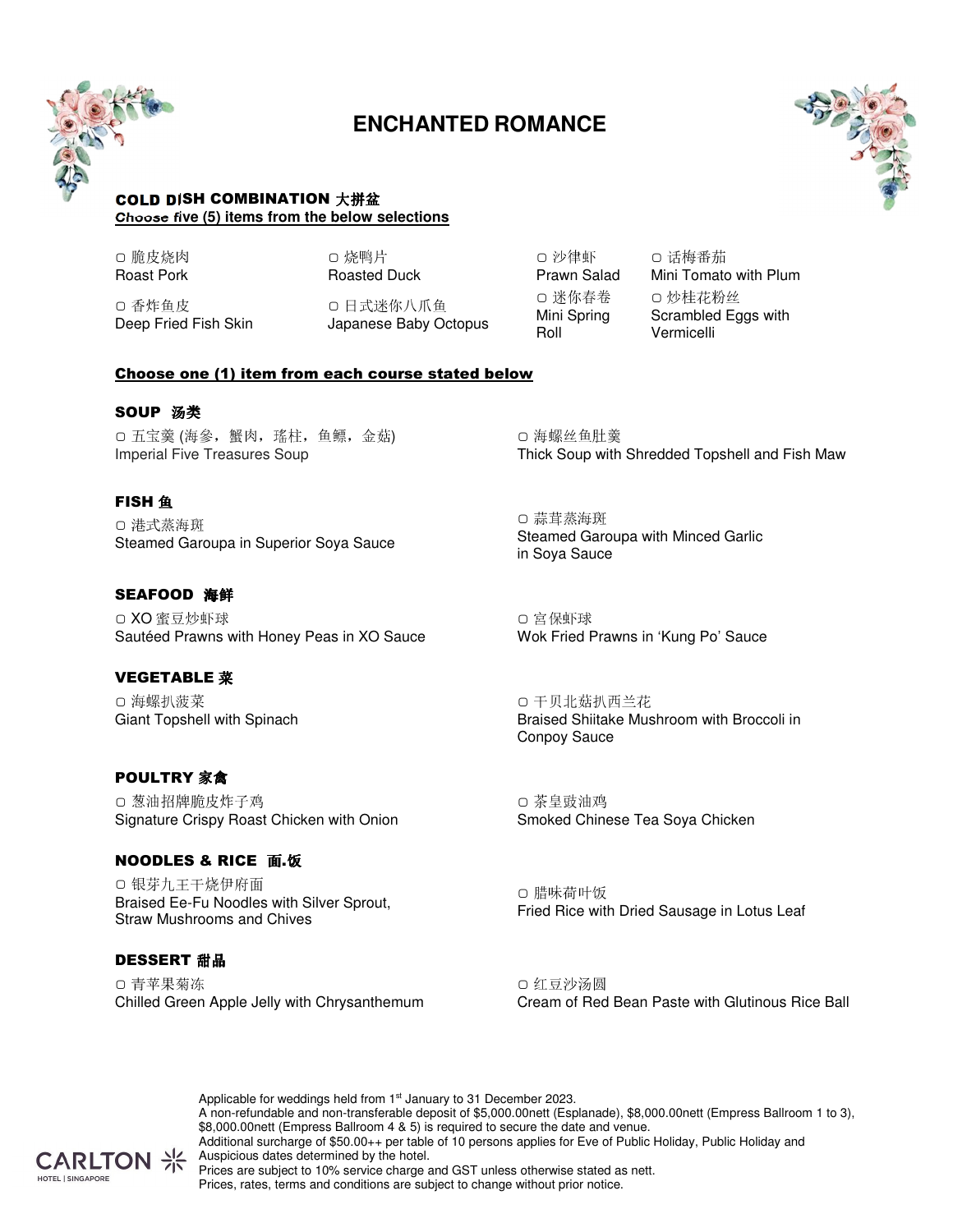# ENCHANTED ROMANCE

## COLD DISH COMBINATION 大拼盆

**Choose five (5) items from the below selections**

- ▢ 脆皮烧肉 Roast Pork
- ▢ 烧鸭片 Roasted Duck
- ▢ 沙律虾 Prawn Salad
- ▢ 话梅番茄 Mini Tomato with Plum
- ▢ 香炸鱼皮 Deep Fried Fish Skin
- ▢ 日式迷你八爪鱼 Japanese Baby Octopus
- ▢ 迷你春卷 Mini Spring Roll
- ▢ 炒桂花粉丝 Scrambled Eggs with Vermicelli

**Choose one (1) item from each course stated below**

### SOUP 汤类

- ▢ 五宝羹 (海参，蟹肉，瑤柱，鱼鳔，金菇) Imperial Five Treasures Soup
- ▢ 海螺丝鱼肚羹 Thick Soup with Shredded Topshell and Fish Maw

### FISH 鱼

- ▢ 港式蒸海斑 Steamed Garoupa in Superior Soya Sauce
- ▢ 蒜茸蒸海斑 Steamed Garoupa with Minced Garlic in Soya Sauce

### SEAFOOD 海鲜

- ▢ XO 蜜豆炒虾球 Sautéed Prawns with Honey Peas in XO Sauce
- ▢ 宫保虾球 Wok Fried Prawns in 'Kung Po' Sauce

### VEGETABLE 菜

- ▢ 海螺扒菠菜 Giant Topshell with Spinach
- ▢ 干贝北菇扒西兰花 Braised Shiitake Mushroom with Broccoli in Conpoy Sauce

### POULTRY 家禽

- ▢ 葱油招牌脆皮炸子鸡 Signature Crispy Roast Chicken with Onion
- ▢ 茶皇豉油鸡 Smoked Chinese Tea Soya Chicken

### NOODLES & RICE 面.饭

- ▢ 银芽九王干烧伊府面 Braised Ee-Fu Noodles with Silver Sprout, Straw Mushrooms and Chives
- ▢ 腊味荷叶饭 Fried Rice with Dried Sausage in Lotus Leaf

### DESSERT 甜品

- ▢ 青苹果菊冻 Chilled Green Apple Jelly with Chrysanthemum
- ▢ 红豆沙汤圆 Cream of Red Bean Paste with Glutinous Rice Ball

Applicable for weddings held from 1st January to 31 December 2023.
A non-refundable and non-transferable deposit of $5,000.00nett (Esplanade), $8,000.00nett (Empress Ballroom 1 to 3), $8,000.00nett (Empress Ballroom 4 & 5) is required to secure the date and venue.
Additional surcharge of $50.00++ per table of 10 persons applies for Eve of Public Holiday, Public Holiday and Auspicious dates determined by the hotel.
Prices are subject to 10% service charge and GST unless otherwise stated as nett.
Prices, rates, terms and conditions are subject to change without prior notice.

CARLTON HOTEL | SINGAPORE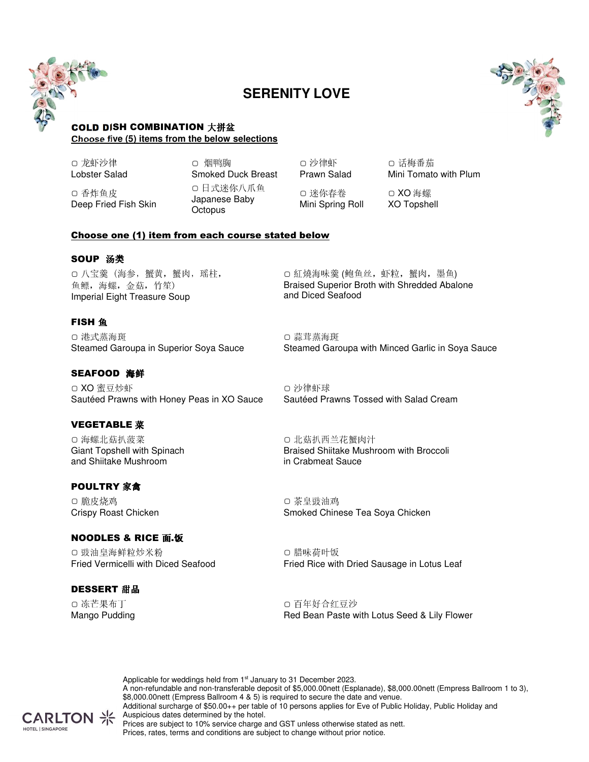# SERENITY LOVE

## COLD DISH COMBINATION 大拼盆

**Choose five (5) items from the below selections**

- ▢ 龙虾沙律  
Lobster Salad
- ▢ 烟鸭胸  
Smoked Duck Breast
- ▢ 沙律虾  
Prawn Salad
- ▢ 话梅番茄  
Mini Tomato with Plum
- ▢ 香炸鱼皮  
Deep Fried Fish Skin
- ▢ 日式迷你八爪鱼  
Japanese Baby Octopus
- ▢ 迷你春卷  
Mini Spring Roll
- ▢ XO 海螺  
XO Topshell

**Choose one (1) item from each course stated below**

## SOUP 汤类

- ▢ 八宝羹（海参，蟹黄，蟹肉，瑶柱，鱼鳔，海螺，金菇，竹笙）  
Imperial Eight Treasure Soup
- ▢ 紅燒海味羹 (鲍鱼丝，虾粒，蟹肉，墨鱼)  
Braised Superior Broth with Shredded Abalone and Diced Seafood

## FISH 鱼

- ▢ 港式蒸海斑  
Steamed Garoupa in Superior Soya Sauce
- ▢ 蒜茸蒸海斑  
Steamed Garoupa with Minced Garlic in Soya Sauce

## SEAFOOD 海鲜

- ▢ XO 蜜豆炒虾  
Sautéed Prawns with Honey Peas in XO Sauce
- ▢ 沙律虾球  
Sautéed Prawns Tossed with Salad Cream

## VEGETABLE 菜

- ▢ 海螺北菇扒菠菜  
Giant Topshell with Spinach and Shiitake Mushroom
- ▢ 北菇扒西兰花蟹肉汁  
Braised Shiitake Mushroom with Broccoli in Crabmeat Sauce

## POULTRY 家禽

- ▢ 脆皮烧鸡  
Crispy Roast Chicken
- ▢ 茶皇豉油鸡  
Smoked Chinese Tea Soya Chicken

## NOODLES & RICE 面.饭

- ▢ 豉油皇海鲜粒炒米粉  
Fried Vermicelli with Diced Seafood
- ▢ 腊味荷叶饭  
Fried Rice with Dried Sausage in Lotus Leaf

## DESSERT 甜品

- ▢ 冻芒果布丁  
Mango Pudding
- ▢ 百年好合红豆沙  
Red Bean Paste with Lotus Seed & Lily Flower

Applicable for weddings held from 1st January to 31 December 2023.  
A non-refundable and non-transferable deposit of $5,000.00nett (Esplanade), $8,000.00nett (Empress Ballroom 1 to 3), $8,000.00nett (Empress Ballroom 4 & 5) is required to secure the date and venue.  
Additional surcharge of $50.00++ per table of 10 persons applies for Eve of Public Holiday, Public Holiday and Auspicious dates determined by the hotel.  
Prices are subject to 10% service charge and GST unless otherwise stated as nett.  
Prices, rates, terms and conditions are subject to change without prior notice.

CARLTON HOTEL | SINGAPORE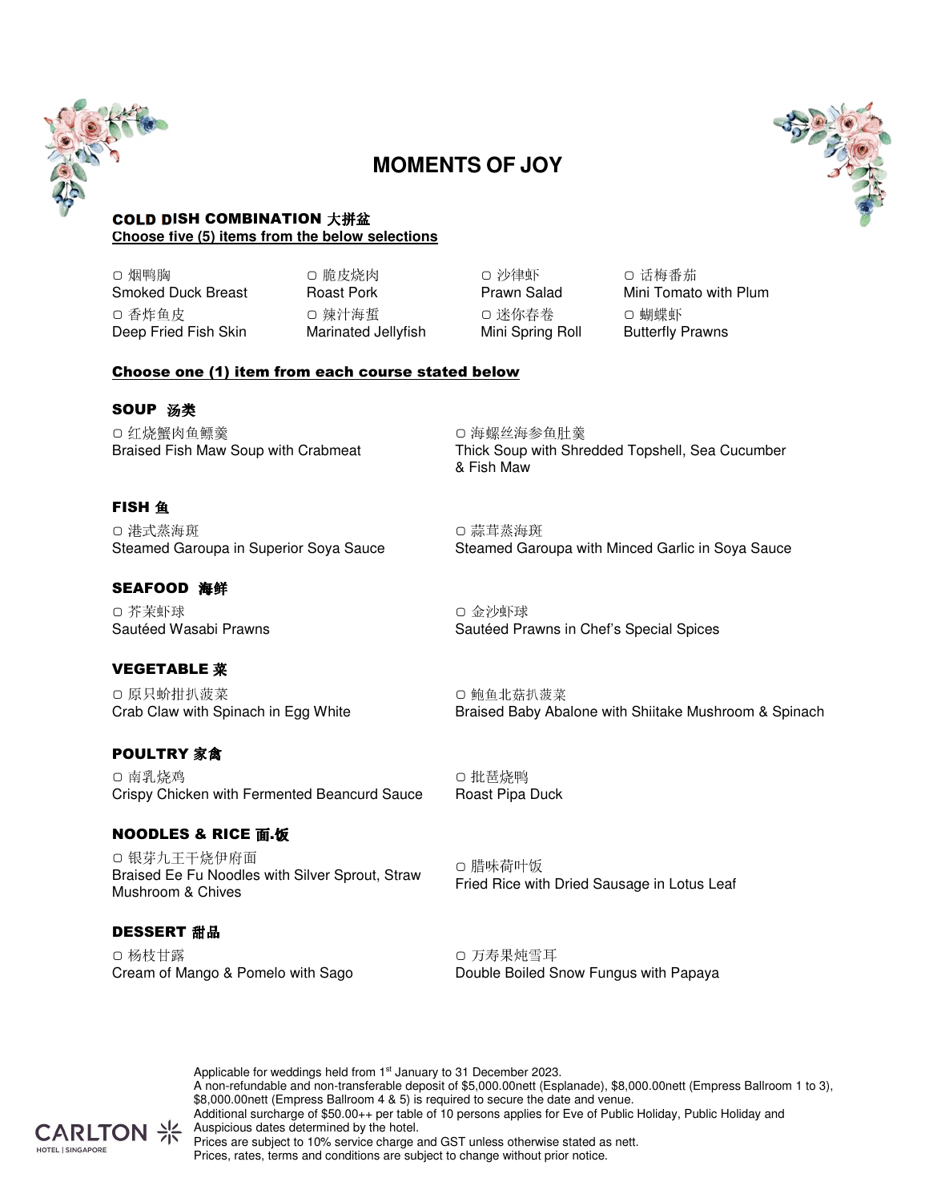# MOMENTS OF JOY

## COLD DISH COMBINATION 大拼盆

**Choose five (5) items from the below selections**

- ▢ 烟鸭胸 Smoked Duck Breast
- ▢ 脆皮烧肉 Roast Pork
- ▢ 沙律虾 Prawn Salad
- ▢ 话梅番茄 Mini Tomato with Plum
- ▢ 香炸鱼皮 Deep Fried Fish Skin
- ▢ 辣汁海蜇 Marinated Jellyfish
- ▢ 迷你春卷 Mini Spring Roll
- ▢ 蝴蝶虾 Butterfly Prawns

**Choose one (1) item from each course stated below**

### SOUP 汤类

- ▢ 红烧蟹肉鱼鳔羹 Braised Fish Maw Soup with Crabmeat
- ▢ 海螺丝海参鱼肚羹 Thick Soup with Shredded Topshell, Sea Cucumber & Fish Maw

### FISH 鱼

- ▢ 港式蒸海斑 Steamed Garoupa in Superior Soya Sauce
- ▢ 蒜茸蒸海斑 Steamed Garoupa with Minced Garlic in Soya Sauce

### SEAFOOD 海鲜

- ▢ 芥茉虾球 Sautéed Wasabi Prawns
- ▢ 金沙虾球 Sautéed Prawns in Chef's Special Spices

### VEGETABLE 菜

- ▢ 原只蚧拑扒菠菜 Crab Claw with Spinach in Egg White
- ▢ 鲍鱼北菇扒菠菜 Braised Baby Abalone with Shiitake Mushroom & Spinach

### POULTRY 家禽

- ▢ 南乳烧鸡 Crispy Chicken with Fermented Beancurd Sauce
- ▢ 批琶烧鸭 Roast Pipa Duck

### NOODLES & RICE 面.饭

- ▢ 银芽九王干烧伊府面 Braised Ee Fu Noodles with Silver Sprout, Straw Mushroom & Chives
- ▢ 腊味荷叶饭 Fried Rice with Dried Sausage in Lotus Leaf

### DESSERT 甜品

- ▢ 杨枝甘露 Cream of Mango & Pomelo with Sago
- ▢ 万寿果炖雪耳 Double Boiled Snow Fungus with Papaya

Applicable for weddings held from 1st January to 31 December 2023.
A non-refundable and non-transferable deposit of $5,000.00nett (Esplanade), $8,000.00nett (Empress Ballroom 1 to 3), $8,000.00nett (Empress Ballroom 4 & 5) is required to secure the date and venue.
Additional surcharge of $50.00++ per table of 10 persons applies for Eve of Public Holiday, Public Holiday and Auspicious dates determined by the hotel.
Prices are subject to 10% service charge and GST unless otherwise stated as nett.
Prices, rates, terms and conditions are subject to change without prior notice.

CARLTON HOTEL | SINGAPORE